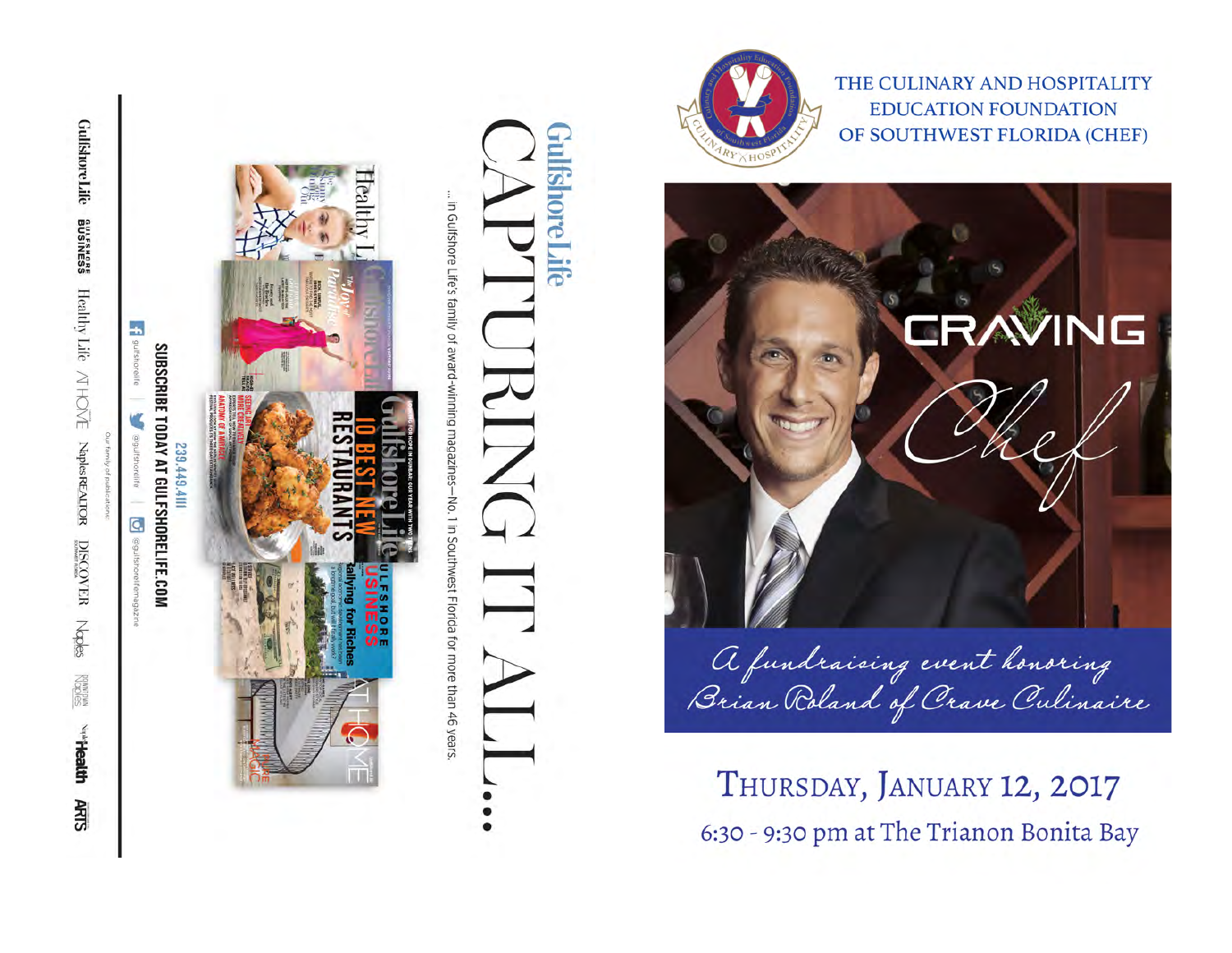# Gulfshore Life

# CAPTURING IT ALL...

... in Gulfshore Life's family of award-winning magazines—No. 1 in Southwest Florida for more than 46 years.

**239.449.4111**

**SUBSCRIBE TODAY AT GULFSHORELIFE.COM**

gulfshorelife | @gulfshorelife | @gulfshorelifemagazine

Our family of publications:

Gulfshore Life | Gulfshore Business | Healthy Life | At Home | Naples Realtor | Discover | Naples | Downtown Naples | Naples Health | Arts

---

THE CULINARY AND HOSPITALITY EDUCATION FOUNDATION OF SOUTHWEST FLORIDA (CHEF)

# CRAVING *Chef*

*A fundraising event honoring Brian Roland of Crave Culinaire*

## Thursday, January 12, 2017

6:30 - 9:30 pm at The Trianon Bonita Bay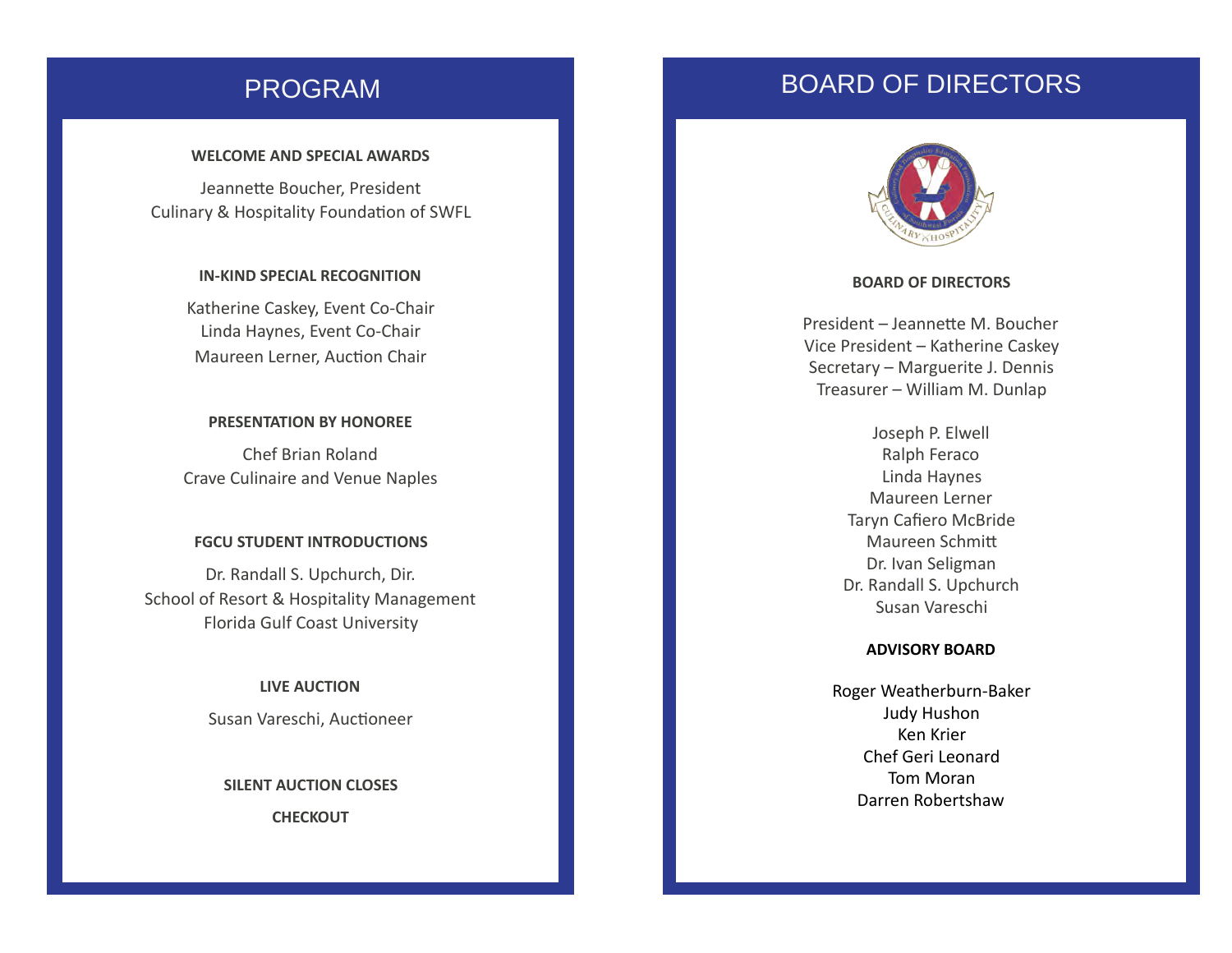# PROGRAM

**WELCOME AND SPECIAL AWARDS**

Jeannette Boucher, President
Culinary & Hospitality Foundation of SWFL

**IN-KIND SPECIAL RECOGNITION**

Katherine Caskey, Event Co-Chair
Linda Haynes, Event Co-Chair
Maureen Lerner, Auction Chair

**PRESENTATION BY HONOREE**

Chef Brian Roland
Crave Culinaire and Venue Naples

**FGCU STUDENT INTRODUCTIONS**

Dr. Randall S. Upchurch, Dir.
School of Resort & Hospitality Management
Florida Gulf Coast University

**LIVE AUCTION**

Susan Vareschi, Auctioneer

**SILENT AUCTION CLOSES**

**CHECKOUT**

# BOARD OF DIRECTORS

**BOARD OF DIRECTORS**

President – Jeannette M. Boucher
Vice President – Katherine Caskey
Secretary – Marguerite J. Dennis
Treasurer – William M. Dunlap

Joseph P. Elwell
Ralph Feraco
Linda Haynes
Maureen Lerner
Taryn Cafiero McBride
Maureen Schmitt
Dr. Ivan Seligman
Dr. Randall S. Upchurch
Susan Vareschi

**ADVISORY BOARD**

Roger Weatherburn-Baker
Judy Hushon
Ken Krier
Chef Geri Leonard
Tom Moran
Darren Robertshaw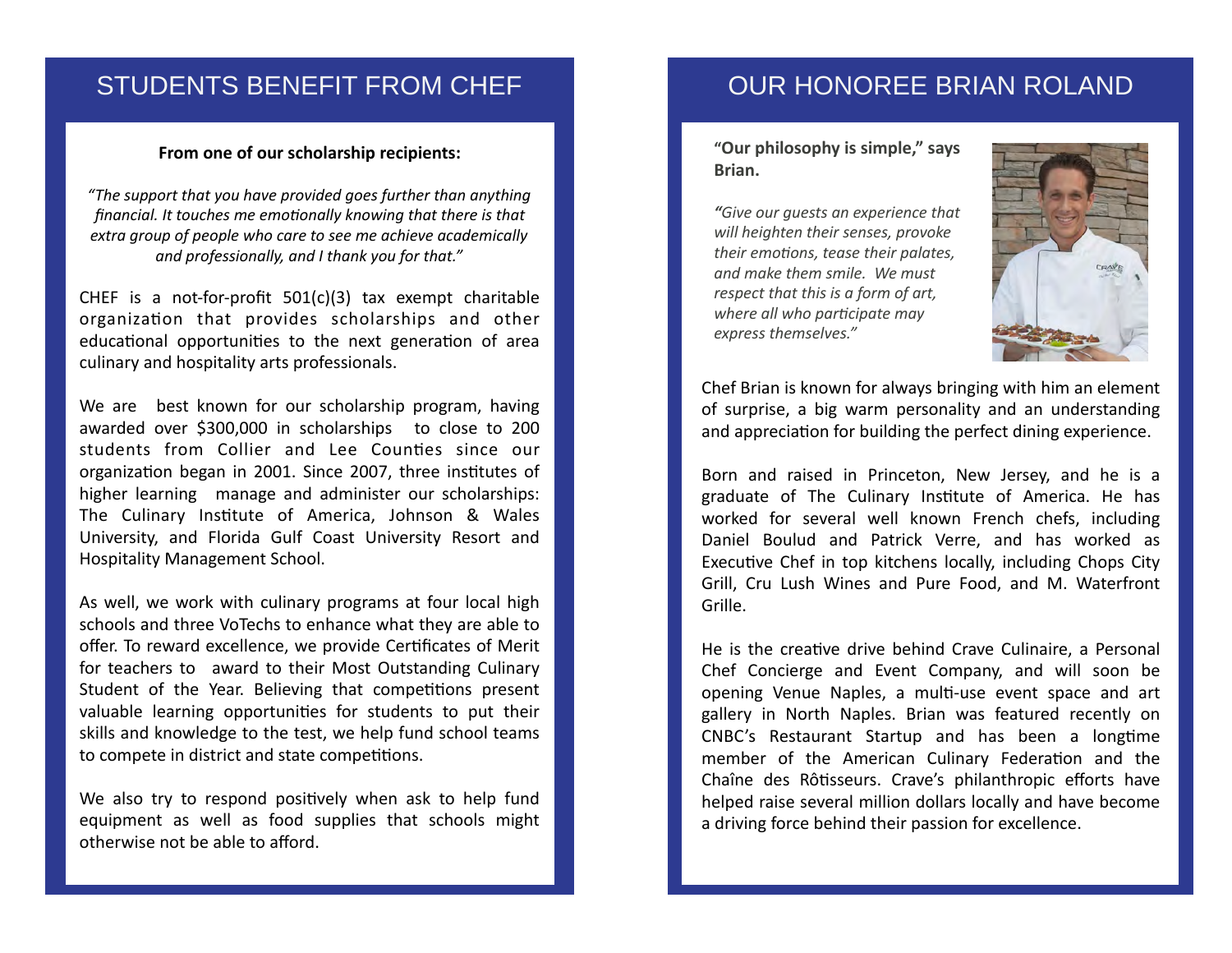# STUDENTS BENEFIT FROM CHEF

**From one of our scholarship recipients:**

*"The support that you have provided goes further than anything financial. It touches me emotionally knowing that there is that extra group of people who care to see me achieve academically and professionally, and I thank you for that."*

CHEF is a not-for-profit 501(c)(3) tax exempt charitable organization that provides scholarships and other educational opportunities to the next generation of area culinary and hospitality arts professionals.

We are best known for our scholarship program, having awarded over $300,000 in scholarships to close to 200 students from Collier and Lee Counties since our organization began in 2001. Since 2007, three institutes of higher learning manage and administer our scholarships: The Culinary Institute of America, Johnson & Wales University, and Florida Gulf Coast University Resort and Hospitality Management School.

As well, we work with culinary programs at four local high schools and three VoTechs to enhance what they are able to offer. To reward excellence, we provide Certificates of Merit for teachers to award to their Most Outstanding Culinary Student of the Year. Believing that competitions present valuable learning opportunities for students to put their skills and knowledge to the test, we help fund school teams to compete in district and state competitions.

We also try to respond positively when ask to help fund equipment as well as food supplies that schools might otherwise not be able to afford.

# OUR HONOREE BRIAN ROLAND

**"Our philosophy is simple," says Brian.**

***"****Give our guests an experience that will heighten their senses, provoke their emotions, tease their palates, and make them smile. We must respect that this is a form of art, where all who participate may express themselves."*

Chef Brian is known for always bringing with him an element of surprise, a big warm personality and an understanding and appreciation for building the perfect dining experience.

Born and raised in Princeton, New Jersey, and he is a graduate of The Culinary Institute of America. He has worked for several well known French chefs, including Daniel Boulud and Patrick Verre, and has worked as Executive Chef in top kitchens locally, including Chops City Grill, Cru Lush Wines and Pure Food, and M. Waterfront Grille.

He is the creative drive behind Crave Culinaire, a Personal Chef Concierge and Event Company, and will soon be opening Venue Naples, a multi-use event space and art gallery in North Naples. Brian was featured recently on CNBC's Restaurant Startup and has been a longtime member of the American Culinary Federation and the Chaîne des Rôtisseurs. Crave's philanthropic efforts have helped raise several million dollars locally and have become a driving force behind their passion for excellence.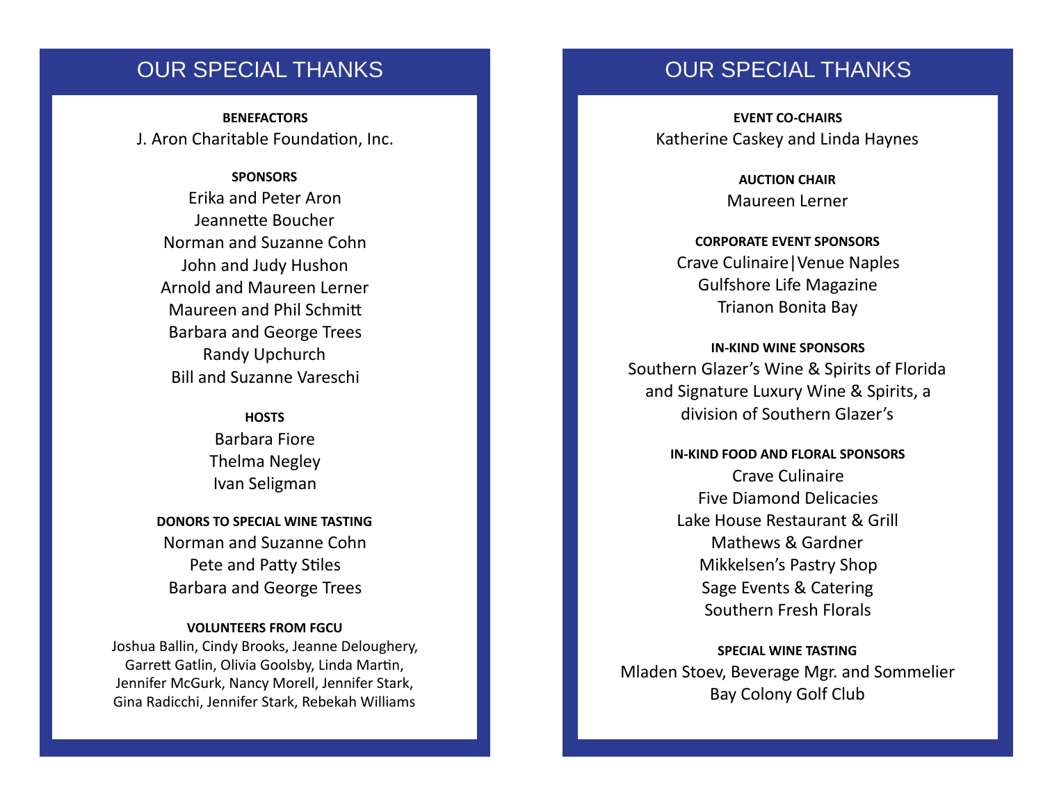## OUR SPECIAL THANKS

**BENEFACTORS**

J. Aron Charitable Foundation, Inc.

**SPONSORS**

Erika and Peter Aron
Jeannette Boucher
Norman and Suzanne Cohn
John and Judy Hushon
Arnold and Maureen Lerner
Maureen and Phil Schmitt
Barbara and George Trees
Randy Upchurch
Bill and Suzanne Vareschi

**HOSTS**

Barbara Fiore
Thelma Negley
Ivan Seligman

**DONORS TO SPECIAL WINE TASTING**

Norman and Suzanne Cohn
Pete and Patty Stiles
Barbara and George Trees

**VOLUNTEERS FROM FGCU**

Joshua Ballin, Cindy Brooks, Jeanne Deloughery, Garrett Gatlin, Olivia Goolsby, Linda Martin, Jennifer McGurk, Nancy Morell, Jennifer Stark, Gina Radicchi, Jennifer Stark, Rebekah Williams

## OUR SPECIAL THANKS

**EVENT CO-CHAIRS**

Katherine Caskey and Linda Haynes

**AUCTION CHAIR**

Maureen Lerner

**CORPORATE EVENT SPONSORS**

Crave Culinaire|Venue Naples
Gulfshore Life Magazine
Trianon Bonita Bay

**IN-KIND WINE SPONSORS**

Southern Glazer's Wine & Spirits of Florida and Signature Luxury Wine & Spirits, a division of Southern Glazer's

**IN-KIND FOOD AND FLORAL SPONSORS**

Crave Culinaire
Five Diamond Delicacies
Lake House Restaurant & Grill
Mathews & Gardner
Mikkelsen's Pastry Shop
Sage Events & Catering
Southern Fresh Florals

**SPECIAL WINE TASTING**

Mladen Stoev, Beverage Mgr. and Sommelier
Bay Colony Golf Club